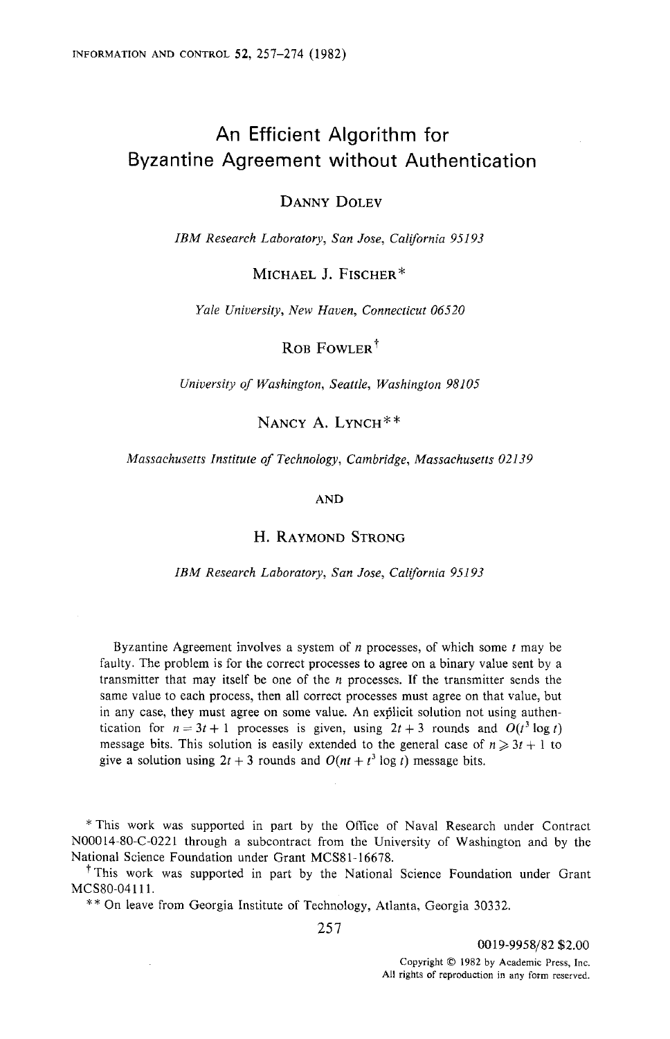# An Efficient Algorithm for Byzantine Agreement without Authentication

DANNY DOLEV

*IBM Research Laboratory, San Jose, California 95193*

MICHAEL J. FISCHER*

*Yale University, New Haven, Connecticut 06520*

ROB FOWLER†

*University of Washington, Seattle, Washington 98105*

NANCY A. LYNCH**

*Massachusetts Institute of Technology, Cambridge, Massachusetts 02139*

AND

H. RAYMOND STRONG

*IBM Research Laboratory, San Jose, California 95193*

Byzantine Agreement involves a system of $n$ processes, of which some $t$ may be faulty. The problem is for the correct processes to agree on a binary value sent by a transmitter that may itself be one of the $n$ processes. If the transmitter sends the same value to each process, then all correct processes must agree on that value, but in any case, they must agree on some value. An explicit solution not using authentication for $n = 3t + 1$ processes is given, using $2t + 3$ rounds and $O(t^3 \log t)$ message bits. This solution is easily extended to the general case of $n \geqslant 3t + 1$ to give a solution using $2t + 3$ rounds and $O(nt + t^3 \log t)$ message bits.

---

* This work was supported in part by the Office of Naval Research under Contract N00014-80-C-0221 through a subcontract from the University of Washington and by the National Science Foundation under Grant MCS81-16678.

† This work was supported in part by the National Science Foundation under Grant MCS80-04111.

** On leave from Georgia Institute of Technology, Atlanta, Georgia 30332.

0019-9958/82 $2.00

Copyright © 1982 by Academic Press, Inc.
All rights of reproduction in any form reserved.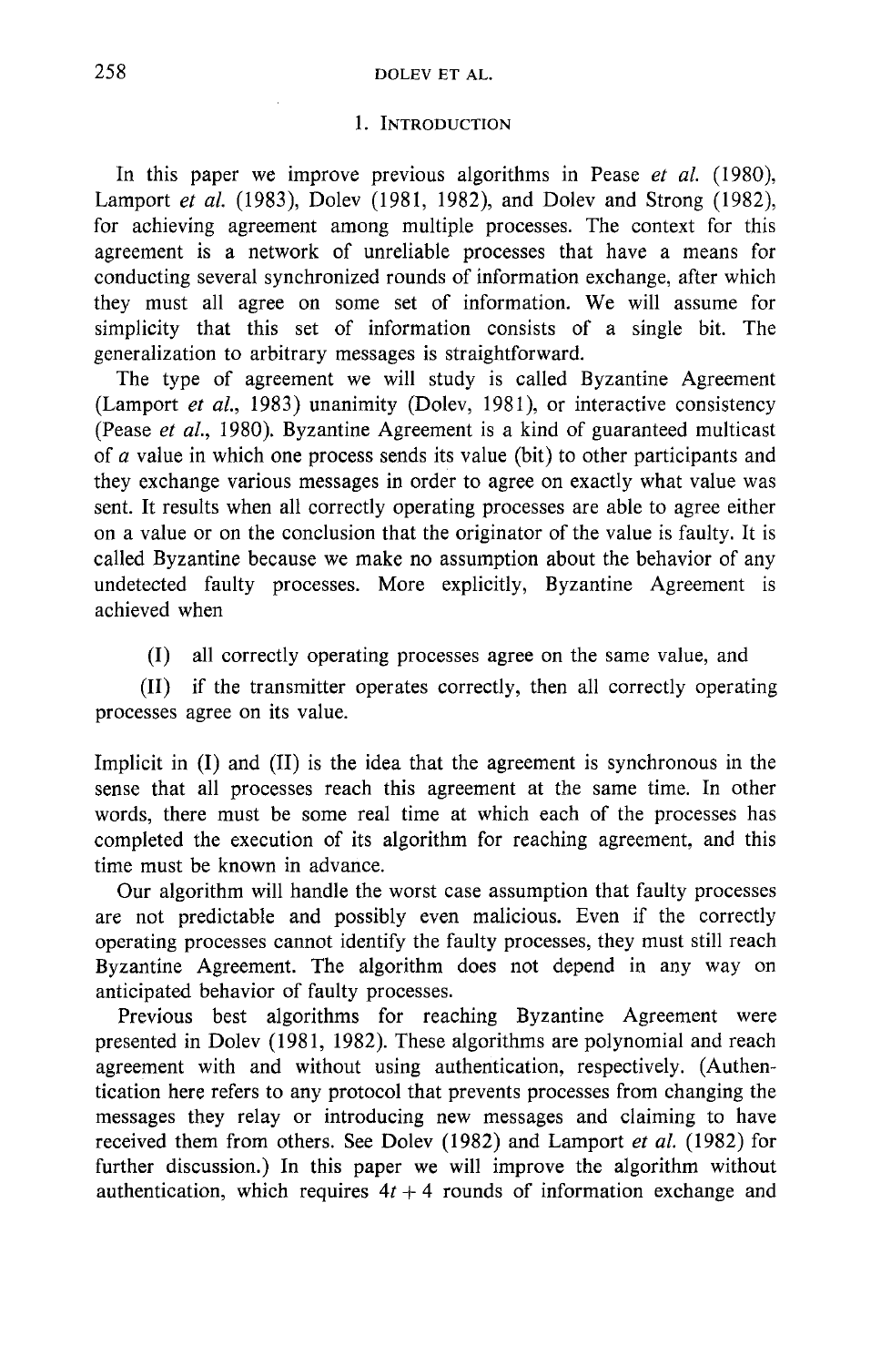## 1. Introduction

In this paper we improve previous algorithms in Pease *et al.* (1980), Lamport *et al.* (1983), Dolev (1981, 1982), and Dolev and Strong (1982), for achieving agreement among multiple processes. The context for this agreement is a network of unreliable processes that have a means for conducting several synchronized rounds of information exchange, after which they must all agree on some set of information. We will assume for simplicity that this set of information consists of a single bit. The generalization to arbitrary messages is straightforward.

The type of agreement we will study is called Byzantine Agreement (Lamport *et al.*, 1983) unanimity (Dolev, 1981), or interactive consistency (Pease *et al.*, 1980). Byzantine Agreement is a kind of guaranteed multicast of *a* value in which one process sends its value (bit) to other participants and they exchange various messages in order to agree on exactly what value was sent. It results when all correctly operating processes are able to agree either on a value or on the conclusion that the originator of the value is faulty. It is called Byzantine because we make no assumption about the behavior of any undetected faulty processes. More explicitly, Byzantine Agreement is achieved when

(I) all correctly operating processes agree on the same value, and

(II) if the transmitter operates correctly, then all correctly operating processes agree on its value.

Implicit in (I) and (II) is the idea that the agreement is synchronous in the sense that all processes reach this agreement at the same time. In other words, there must be some real time at which each of the processes has completed the execution of its algorithm for reaching agreement, and this time must be known in advance.

Our algorithm will handle the worst case assumption that faulty processes are not predictable and possibly even malicious. Even if the correctly operating processes cannot identify the faulty processes, they must still reach Byzantine Agreement. The algorithm does not depend in any way on anticipated behavior of faulty processes.

Previous best algorithms for reaching Byzantine Agreement were presented in Dolev (1981, 1982). These algorithms are polynomial and reach agreement with and without using authentication, respectively. (Authentication here refers to any protocol that prevents processes from changing the messages they relay or introducing new messages and claiming to have received them from others. See Dolev (1982) and Lamport *et al.* (1982) for further discussion.) In this paper we will improve the algorithm without authentication, which requires $4t + 4$ rounds of information exchange and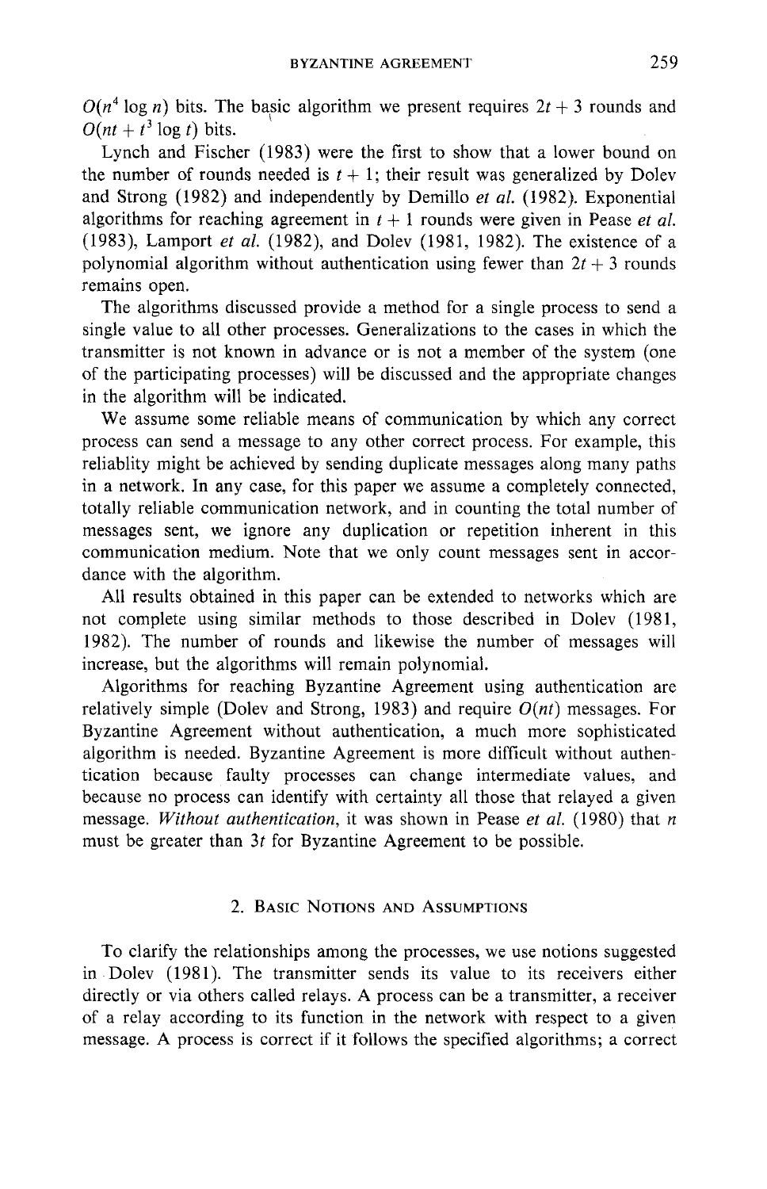$O(n^4 \log n)$ bits. The basic algorithm we present requires $2t + 3$ rounds and $O(nt + t^3 \log t)$ bits.

Lynch and Fischer (1983) were the first to show that a lower bound on the number of rounds needed is $t + 1$; their result was generalized by Dolev and Strong (1982) and independently by Demillo *et al.* (1982). Exponential algorithms for reaching agreement in $t + 1$ rounds were given in Pease *et al.* (1983), Lamport *et al.* (1982), and Dolev (1981, 1982). The existence of a polynomial algorithm without authentication using fewer than $2t + 3$ rounds remains open.

The algorithms discussed provide a method for a single process to send a single value to all other processes. Generalizations to the cases in which the transmitter is not known in advance or is not a member of the system (one of the participating processes) will be discussed and the appropriate changes in the algorithm will be indicated.

We assume some reliable means of communication by which any correct process can send a message to any other correct process. For example, this reliablity might be achieved by sending duplicate messages along many paths in a network. In any case, for this paper we assume a completely connected, totally reliable communication network, and in counting the total number of messages sent, we ignore any duplication or repetition inherent in this communication medium. Note that we only count messages sent in accordance with the algorithm.

All results obtained in this paper can be extended to networks which are not complete using similar methods to those described in Dolev (1981, 1982). The number of rounds and likewise the number of messages will increase, but the algorithms will remain polynomial.

Algorithms for reaching Byzantine Agreement using authentication are relatively simple (Dolev and Strong, 1983) and require $O(nt)$ messages. For Byzantine Agreement without authentication, a much more sophisticated algorithm is needed. Byzantine Agreement is more difficult without authentication because faulty processes can change intermediate values, and because no process can identify with certainty all those that relayed a given message. *Without authentication*, it was shown in Pease *et al.* (1980) that $n$ must be greater than $3t$ for Byzantine Agreement to be possible.

## 2. Basic Notions and Assumptions

To clarify the relationships among the processes, we use notions suggested in Dolev (1981). The transmitter sends its value to its receivers either directly or via others called relays. A process can be a transmitter, a receiver of a relay according to its function in the network with respect to a given message. A process is correct if it follows the specified algorithms; a correct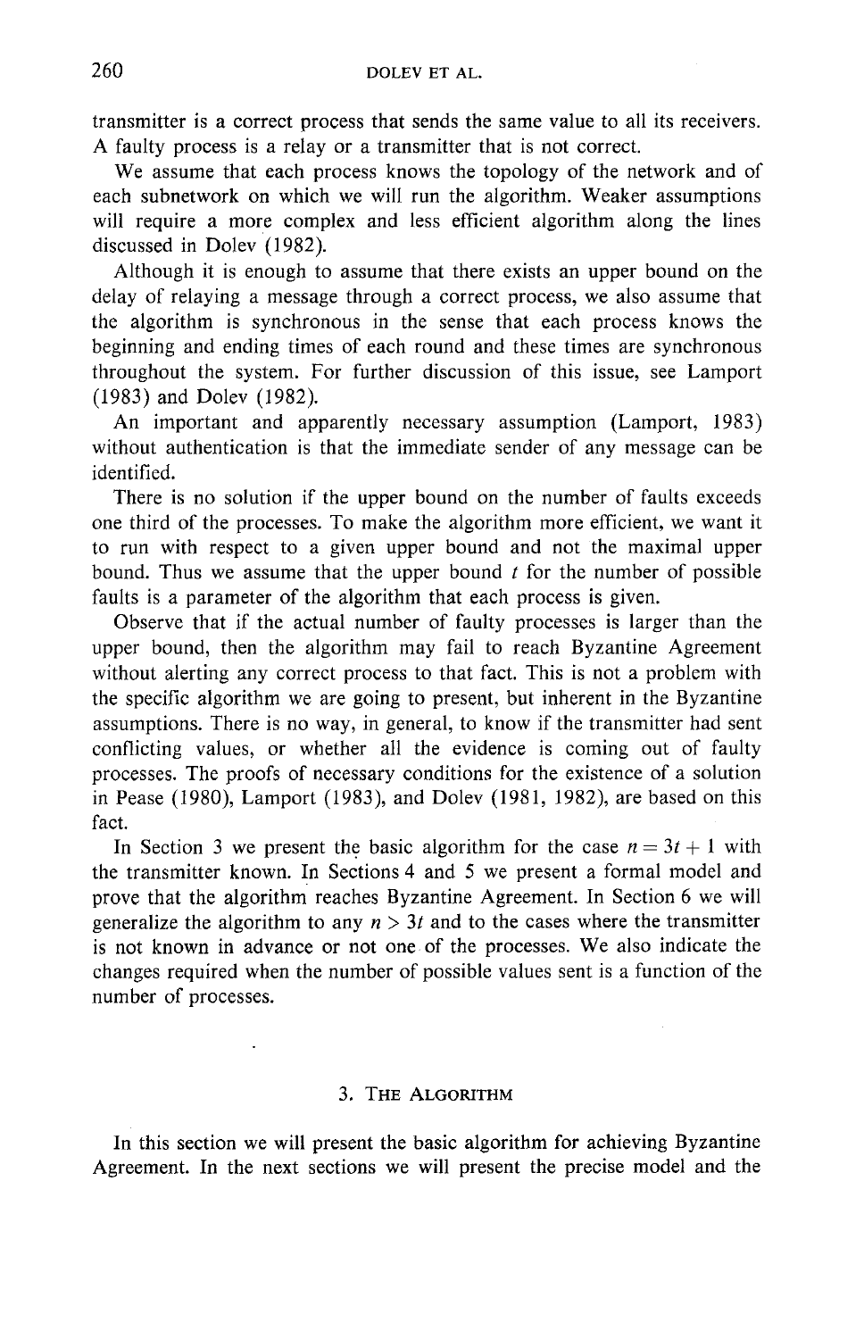transmitter is a correct process that sends the same value to all its receivers. A faulty process is a relay or a transmitter that is not correct.

We assume that each process knows the topology of the network and of each subnetwork on which we will run the algorithm. Weaker assumptions will require a more complex and less efficient algorithm along the lines discussed in Dolev (1982).

Although it is enough to assume that there exists an upper bound on the delay of relaying a message through a correct process, we also assume that the algorithm is synchronous in the sense that each process knows the beginning and ending times of each round and these times are synchronous throughout the system. For further discussion of this issue, see Lamport (1983) and Dolev (1982).

An important and apparently necessary assumption (Lamport, 1983) without authentication is that the immediate sender of any message can be identified.

There is no solution if the upper bound on the number of faults exceeds one third of the processes. To make the algorithm more efficient, we want it to run with respect to a given upper bound and not the maximal upper bound. Thus we assume that the upper bound $t$ for the number of possible faults is a parameter of the algorithm that each process is given.

Observe that if the actual number of faulty processes is larger than the upper bound, then the algorithm may fail to reach Byzantine Agreement without alerting any correct process to that fact. This is not a problem with the specific algorithm we are going to present, but inherent in the Byzantine assumptions. There is no way, in general, to know if the transmitter had sent conflicting values, or whether all the evidence is coming out of faulty processes. The proofs of necessary conditions for the existence of a solution in Pease (1980), Lamport (1983), and Dolev (1981, 1982), are based on this fact.

In Section 3 we present the basic algorithm for the case $n = 3t + 1$ with the transmitter known. In Sections 4 and 5 we present a formal model and prove that the algorithm reaches Byzantine Agreement. In Section 6 we will generalize the algorithm to any $n > 3t$ and to the cases where the transmitter is not known in advance or not one of the processes. We also indicate the changes required when the number of possible values sent is a function of the number of processes.

## 3. The Algorithm

In this section we will present the basic algorithm for achieving Byzantine Agreement. In the next sections we will present the precise model and the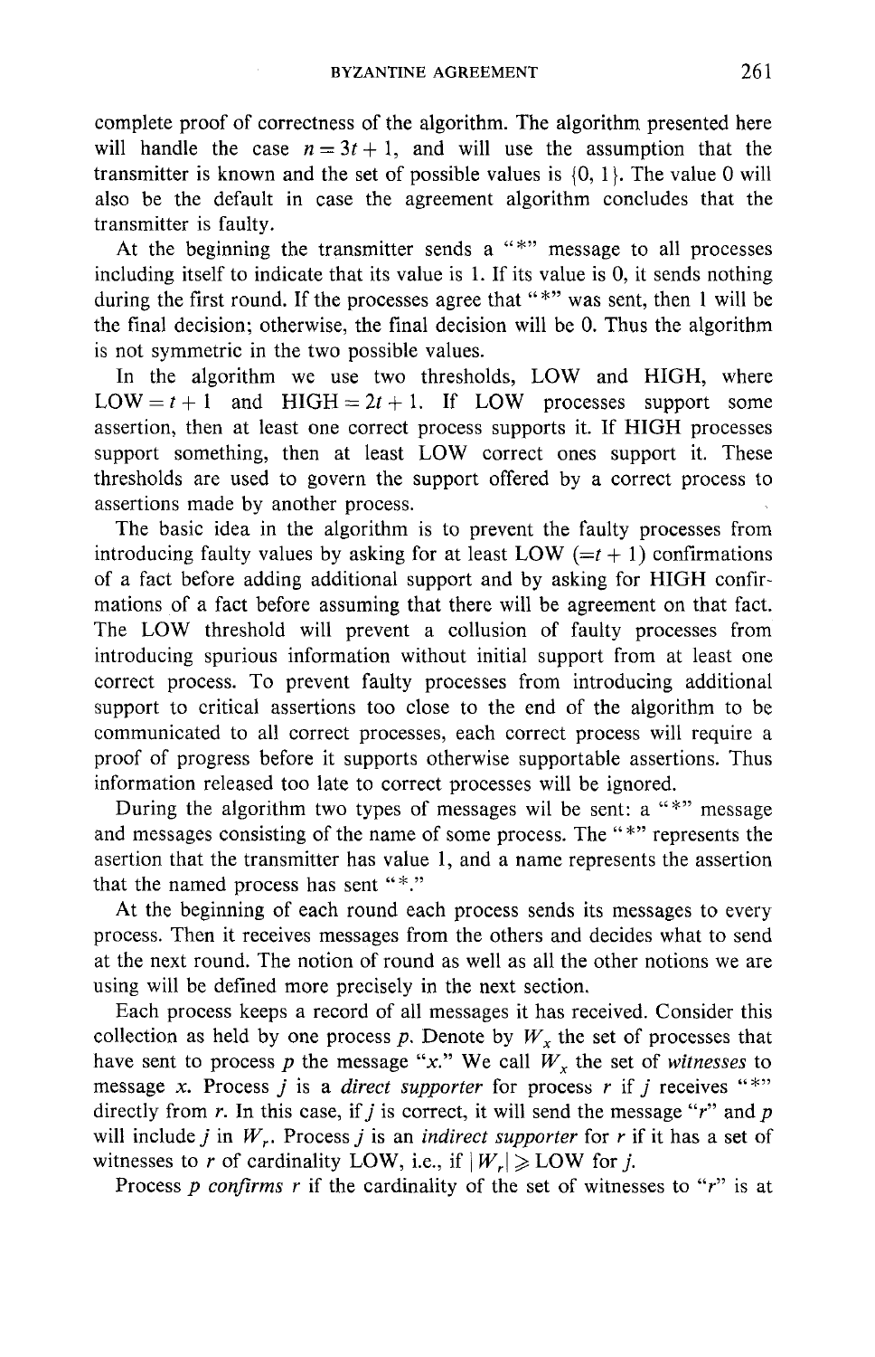complete proof of correctness of the algorithm. The algorithm presented here will handle the case $n = 3t + 1$, and will use the assumption that the transmitter is known and the set of possible values is $\{0, 1\}$. The value 0 will also be the default in case the agreement algorithm concludes that the transmitter is faulty.

At the beginning the transmitter sends a "*" message to all processes including itself to indicate that its value is 1. If its value is 0, it sends nothing during the first round. If the processes agree that "*" was sent, then 1 will be the final decision; otherwise, the final decision will be 0. Thus the algorithm is not symmetric in the two possible values.

In the algorithm we use two thresholds, LOW and HIGH, where $\text{LOW} = t + 1$ and $\text{HIGH} = 2t + 1$. If LOW processes support some assertion, then at least one correct process supports it. If HIGH processes support something, then at least LOW correct ones support it. These thresholds are used to govern the support offered by a correct process to assertions made by another process.

The basic idea in the algorithm is to prevent the faulty processes from introducing faulty values by asking for at least LOW ($= t + 1$) confirmations of a fact before adding additional support and by asking for HIGH confirmations of a fact before assuming that there will be agreement on that fact. The LOW threshold will prevent a collusion of faulty processes from introducing spurious information without initial support from at least one correct process. To prevent faulty processes from introducing additional support to critical assertions too close to the end of the algorithm to be communicated to all correct processes, each correct process will require a proof of progress before it supports otherwise supportable assertions. Thus information released too late to correct processes will be ignored.

During the algorithm two types of messages wil be sent: a "*" message and messages consisting of the name of some process. The "*" represents the asertion that the transmitter has value 1, and a name represents the assertion that the named process has sent "*."

At the beginning of each round each process sends its messages to every process. Then it receives messages from the others and decides what to send at the next round. The notion of round as well as all the other notions we are using will be defined more precisely in the next section.

Each process keeps a record of all messages it has received. Consider this collection as held by one process $p$. Denote by $W_x$ the set of processes that have sent to process $p$ the message "$x$." We call $W_x$ the set of *witnesses* to message $x$. Process $j$ is a *direct supporter* for process $r$ if $j$ receives "*" directly from $r$. In this case, if $j$ is correct, it will send the message "$r$" and $p$ will include $j$ in $W_r$. Process $j$ is an *indirect supporter* for $r$ if it has a set of witnesses to $r$ of cardinality LOW, i.e., if $|W_r| \geq \text{LOW}$ for $j$.

Process $p$ *confirms* $r$ if the cardinality of the set of witnesses to "$r$" is at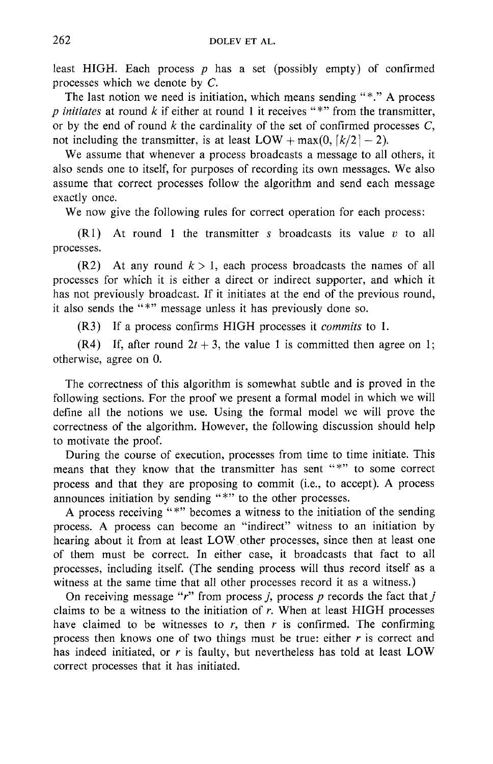least HIGH. Each process $p$ has a set (possibly empty) of confirmed processes which we denote by $C$.

The last notion we need is initiation, which means sending "*." A process $p$ *initiates* at round $k$ if either at round 1 it receives "*" from the transmitter, or by the end of round $k$ the cardinality of the set of confirmed processes $C$, not including the transmitter, is at least $\text{LOW} + \max(0, \lceil k/2 \rceil - 2)$.

We assume that whenever a process broadcasts a message to all others, it also sends one to itself, for purposes of recording its own messages. We also assume that correct processes follow the algorithm and send each message exactly once.

We now give the following rules for correct operation for each process:

(R1) At round 1 the transmitter $s$ broadcasts its value $v$ to all processes.

(R2) At any round $k > 1$, each process broadcasts the names of all processes for which it is either a direct or indirect supporter, and which it has not previously broadcast. If it initiates at the end of the previous round, it also sends the "*" message unless it has previously done so.

(R3) If a process confirms HIGH processes it *commits* to 1.

(R4) If, after round $2t + 3$, the value 1 is committed then agree on 1; otherwise, agree on 0.

The correctness of this algorithm is somewhat subtle and is proved in the following sections. For the proof we present a formal model in which we will define all the notions we use. Using the formal model we will prove the correctness of the algorithm. However, the following discussion should help to motivate the proof.

During the course of execution, processes from time to time initiate. This means that they know that the transmitter has sent "*" to some correct process and that they are proposing to commit (i.e., to accept). A process announces initiation by sending "*" to the other processes.

A process receiving "*" becomes a witness to the initiation of the sending process. A process can become an "indirect" witness to an initiation by hearing about it from at least LOW other processes, since then at least one of them must be correct. In either case, it broadcasts that fact to all processes, including itself. (The sending process will thus record itself as a witness at the same time that all other processes record it as a witness.)

On receiving message "$r$" from process $j$, process $p$ records the fact that $j$ claims to be a witness to the initiation of $r$. When at least HIGH processes have claimed to be witnesses to $r$, then $r$ is confirmed. The confirming process then knows one of two things must be true: either $r$ is correct and has indeed initiated, or $r$ is faulty, but nevertheless has told at least LOW correct processes that it has initiated.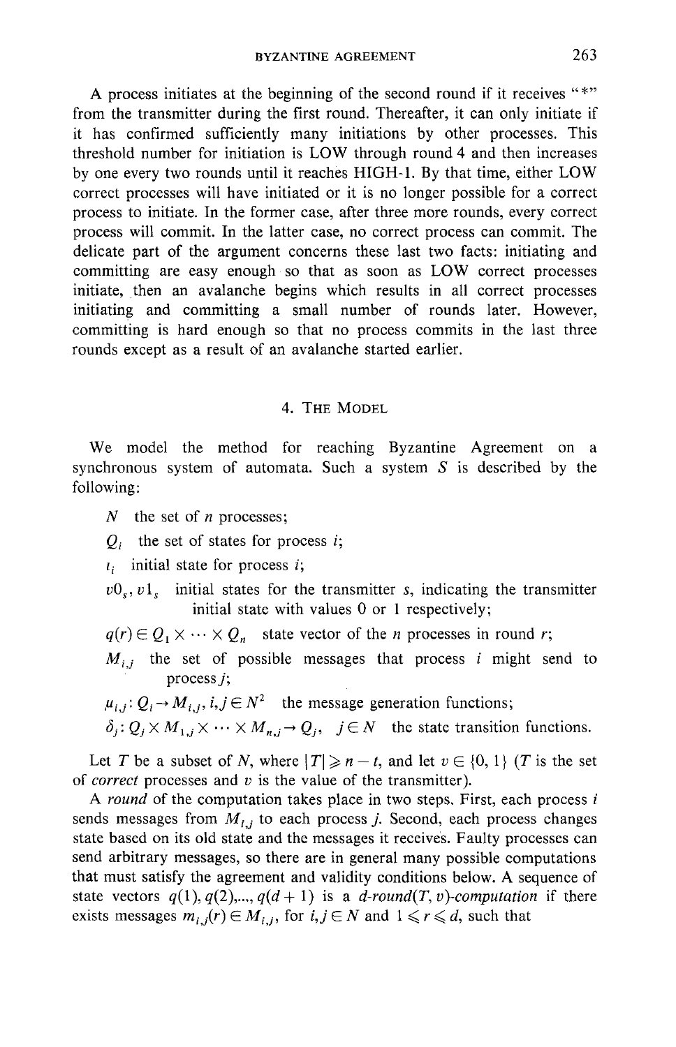A process initiates at the beginning of the second round if it receives "*" from the transmitter during the first round. Thereafter, it can only initiate if it has confirmed sufficiently many initiations by other processes. This threshold number for initiation is LOW through round 4 and then increases by one every two rounds until it reaches HIGH-1. By that time, either LOW correct processes will have initiated or it is no longer possible for a correct process to initiate. In the former case, after three more rounds, every correct process will commit. In the latter case, no correct process can commit. The delicate part of the argument concerns these last two facts: initiating and committing are easy enough so that as soon as LOW correct processes initiate, then an avalanche begins which results in all correct processes initiating and committing a small number of rounds later. However, committing is hard enough so that no process commits in the last three rounds except as a result of an avalanche started earlier.

## 4. The Model

We model the method for reaching Byzantine Agreement on a synchronous system of automata. Such a system $S$ is described by the following:

- $N$ the set of $n$ processes;
- $Q_i$ the set of states for process $i$;
- $\iota_i$ initial state for process $i$;
- $v0_s, v1_s$ initial states for the transmitter $s$, indicating the transmitter initial state with values 0 or 1 respectively;
- $q(r) \in Q_1 \times \cdots \times Q_n$ state vector of the $n$ processes in round $r$;
- $M_{i,j}$ the set of possible messages that process $i$ might send to process $j$;
- $\mu_{i,j}: Q_i \rightarrow M_{i,j}, i,j \in N^2$ the message generation functions;
- $\delta_j: Q_j \times M_{1,j} \times \cdots \times M_{n,j} \rightarrow Q_j, \quad j \in N$ the state transition functions.

Let $T$ be a subset of $N$, where $|T| \geqslant n - t$, and let $v \in \{0, 1\}$ ($T$ is the set of *correct* processes and $v$ is the value of the transmitter).

A *round* of the computation takes place in two steps. First, each process $i$ sends messages from $M_{i,j}$ to each process $j$. Second, each process changes state based on its old state and the messages it receives. Faulty processes can send arbitrary messages, so there are in general many possible computations that must satisfy the agreement and validity conditions below. A sequence of state vectors $q(1), q(2),..., q(d+1)$ is a *d-round(T, v)-computation* if there exists messages $m_{i,j}(r) \in M_{i,j}$, for $i,j \in N$ and $1 \leqslant r \leqslant d$, such that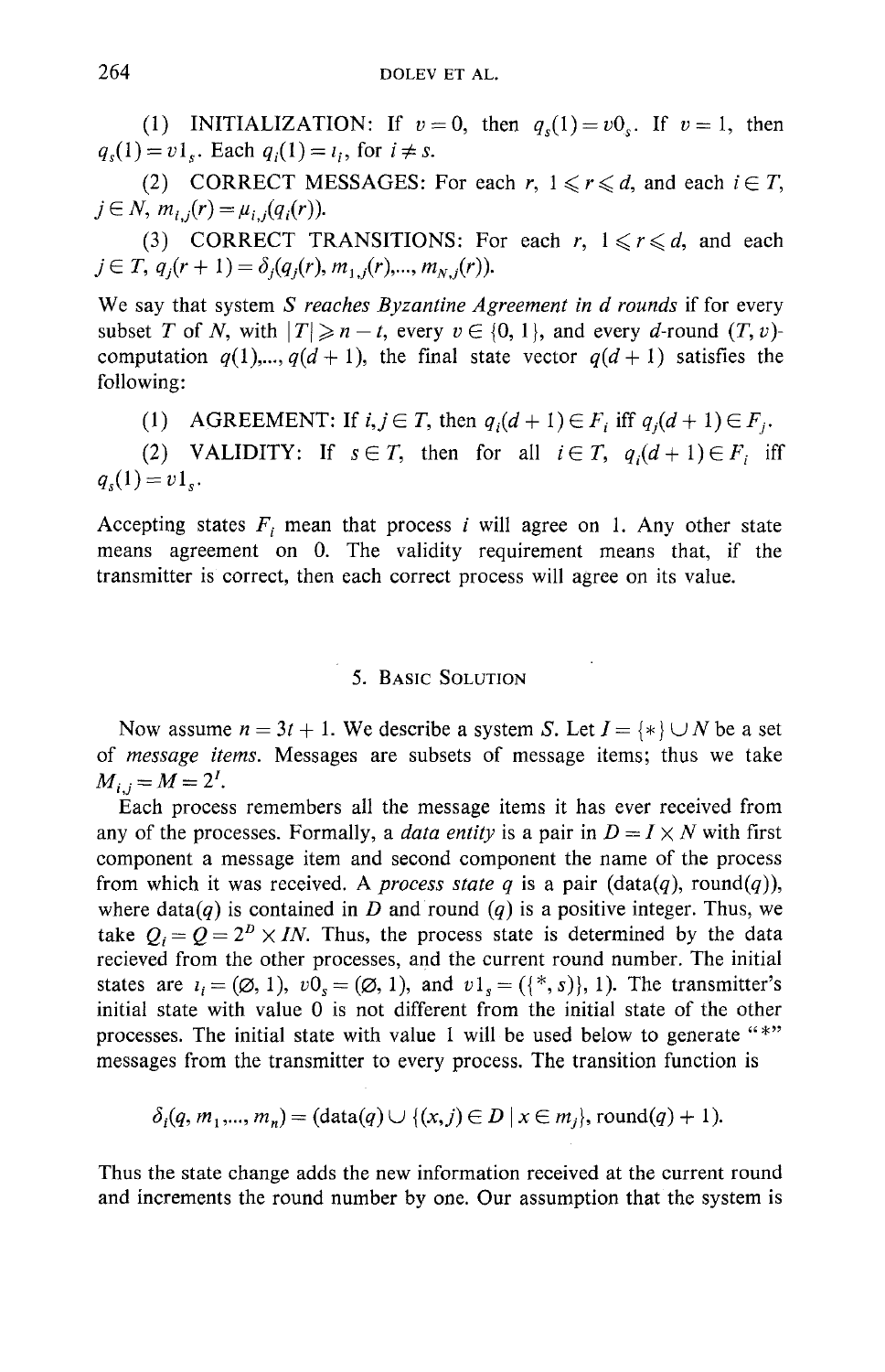(1) INITIALIZATION: If $v = 0$, then $q_s(1) = v0_s$. If $v = 1$, then $q_s(1) = v1_s$. Each $q_i(1) = \iota_i$, for $i \neq s$.

(2) CORRECT MESSAGES: For each $r$, $1 \leqslant r \leqslant d$, and each $i \in T$, $j \in N$, $m_{i,j}(r) = \mu_{i,j}(q_i(r))$.

(3) CORRECT TRANSITIONS: For each $r$, $1 \leqslant r \leqslant d$, and each $j \in T$, $q_j(r+1) = \delta_j(q_j(r), m_{1,j}(r), ..., m_{N,j}(r))$.

We say that system $S$ *reaches Byzantine Agreement in d rounds* if for every subset $T$ of $N$, with $|T| \geqslant n - t$, every $v \in \{0, 1\}$, and every $d$-round $(T, v)$-computation $q(1), ..., q(d+1)$, the final state vector $q(d+1)$ satisfies the following:

(1) AGREEMENT: If $i, j \in T$, then $q_i(d+1) \in F_i$ iff $q_j(d+1) \in F_j$.

(2) VALIDITY: If $s \in T$, then for all $i \in T$, $q_i(d+1) \in F_i$ iff $q_s(1) = v1_s$.

Accepting states $F_i$ mean that process $i$ will agree on 1. Any other state means agreement on 0. The validity requirement means that, if the transmitter is correct, then each correct process will agree on its value.

## 5. Basic Solution

Now assume $n = 3t + 1$. We describe a system $S$. Let $I = \{*\} \cup N$ be a set of *message items*. Messages are subsets of message items; thus we take $M_{i,j} = M = 2^I$.

Each process remembers all the message items it has ever received from any of the processes. Formally, a *data entity* is a pair in $D = I \times N$ with first component a message item and second component the name of the process from which it was received. A *process state* $q$ is a pair (data($q$), round($q$)), where data($q$) is contained in $D$ and round ($q$) is a positive integer. Thus, we take $Q_i = Q = 2^D \times IN$. Thus, the process state is determined by the data recieved from the other processes, and the current round number. The initial states are $\iota_i = (\varnothing, 1)$, $v0_s = (\varnothing, 1)$, and $v1_s = (\{(*, s)\}, 1)$. The transmitter's initial state with value 0 is not different from the initial state of the other processes. The initial state with value 1 will be used below to generate "*" messages from the transmitter to every process. The transition function is

$$\delta_i(q, m_1, ..., m_n) = (\text{data}(q) \cup \{(x, j) \in D \mid x \in m_j\}, \text{round}(q) + 1).$$

Thus the state change adds the new information received at the current round and increments the round number by one. Our assumption that the system is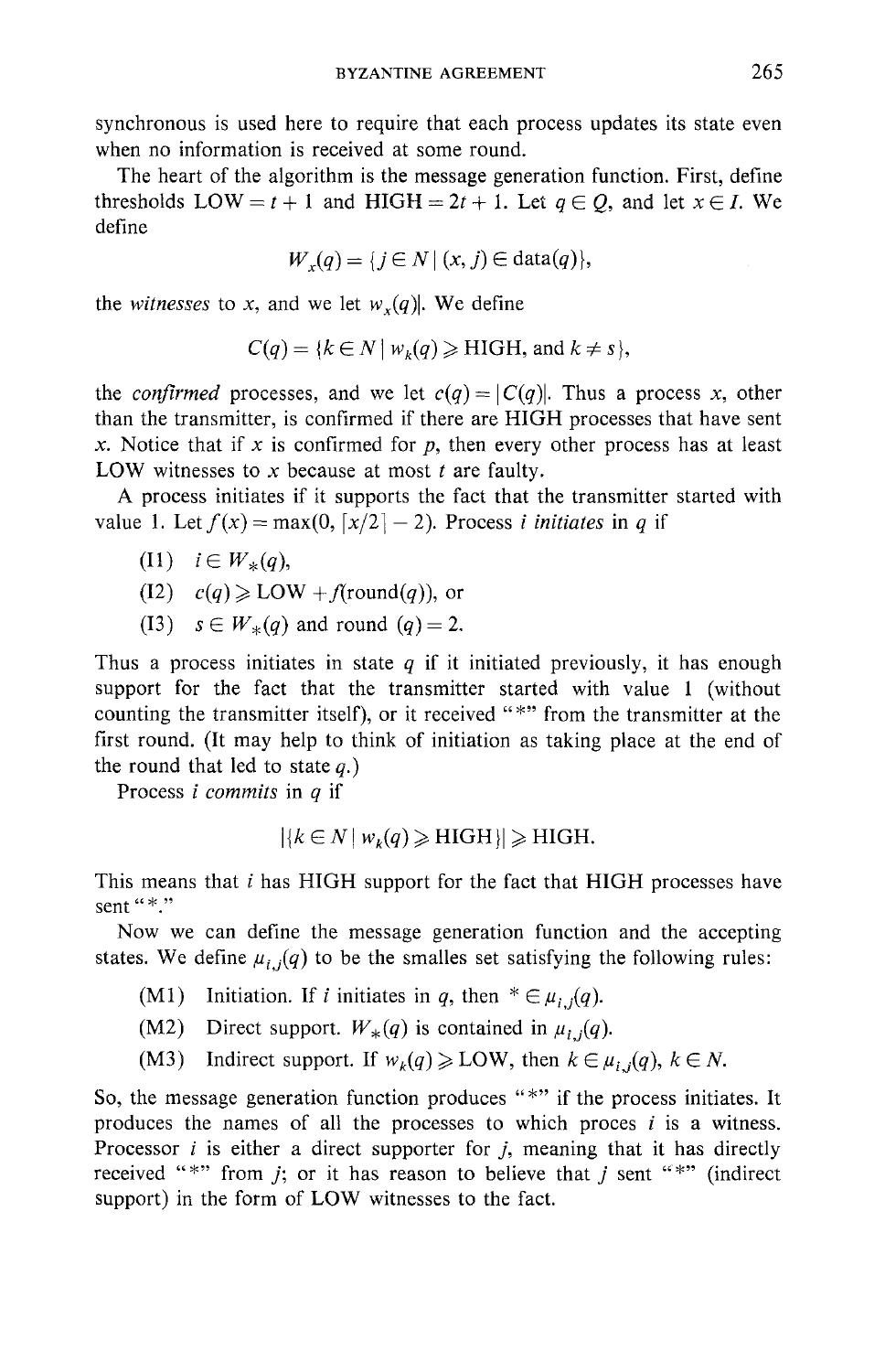synchronous is used here to require that each process updates its state even when no information is received at some round.

The heart of the algorithm is the message generation function. First, define thresholds LOW $= t+1$ and HIGH $= 2t+1$. Let $q \in Q$, and let $x \in I$. We define

$$W_x(q) = \{j \in N \mid (x, j) \in \text{data}(q)\},$$

the *witnesses* to $x$, and we let $w_x(q)|$. We define

$$C(q) = \{k \in N \mid w_k(q) \geqslant \text{HIGH}, \text{ and } k \neq s\},$$

the *confirmed* processes, and we let $c(q) = |C(q)|$. Thus a process $x$, other than the transmitter, is confirmed if there are HIGH processes that have sent $x$. Notice that if $x$ is confirmed for $p$, then every other process has at least LOW witnesses to $x$ because at most $t$ are faulty.

A process initiates if it supports the fact that the transmitter started with value 1. Let $f(x) = \max(0, \lceil x/2 \rceil - 2)$. Process $i$ *initiates* in $q$ if

(I1) $i \in W_*(q)$,

(I2) $c(q) \geqslant \text{LOW} + f(\text{round}(q))$, or

(I3) $s \in W_*(q)$ and round $(q) = 2$.

Thus a process initiates in state $q$ if it initiated previously, it has enough support for the fact that the transmitter started with value 1 (without counting the transmitter itself), or it received "*" from the transmitter at the first round. (It may help to think of initiation as taking place at the end of the round that led to state $q$.)

Process $i$ *commits* in $q$ if

$$|\{k \in N \mid w_k(q) \geqslant \text{HIGH}\}| \geqslant \text{HIGH}.$$

This means that $i$ has HIGH support for the fact that HIGH processes have sent "*."

Now we can define the message generation function and the accepting states. We define $\mu_{i,j}(q)$ to be the smalles set satisfying the following rules:

(M1) Initiation. If $i$ initiates in $q$, then $* \in \mu_{i,j}(q)$.

(M2) Direct support. $W_*(q)$ is contained in $\mu_{i,j}(q)$.

(M3) Indirect support. If $w_k(q) \geqslant \text{LOW}$, then $k \in \mu_{i,j}(q)$, $k \in N$.

So, the message generation function produces "*" if the process initiates. It produces the names of all the processes to which proces $i$ is a witness. Processor $i$ is either a direct supporter for $j$, meaning that it has directly received "*" from $j$; or it has reason to believe that $j$ sent "*" (indirect support) in the form of LOW witnesses to the fact.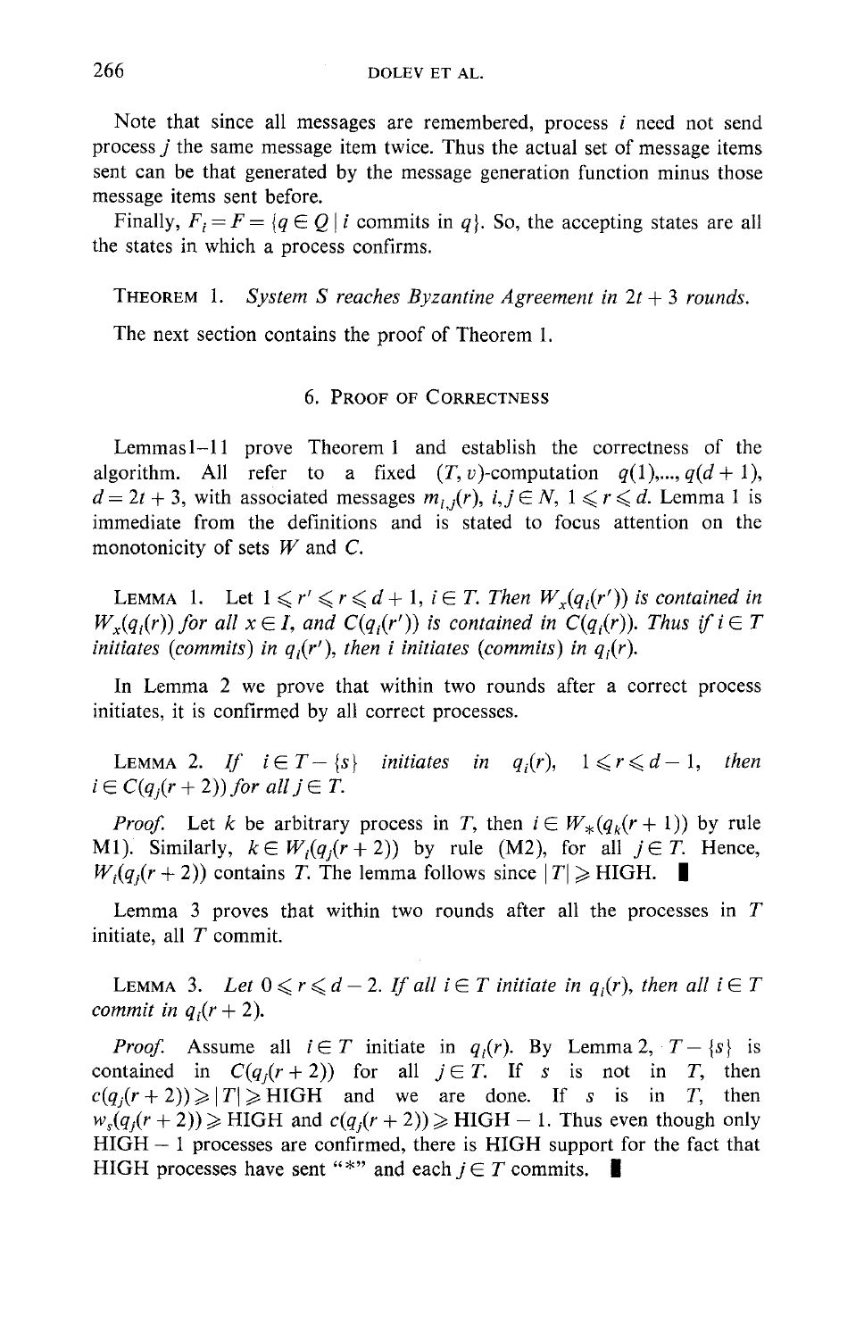Note that since all messages are remembered, process $i$ need not send process $j$ the same message item twice. Thus the actual set of message items sent can be that generated by the message generation function minus those message items sent before.

Finally, $F_i = F = \{q \in Q \mid i \text{ commits in } q\}$. So, the accepting states are all the states in which a process confirms.

THEOREM 1. *System S reaches Byzantine Agreement in $2t+3$ rounds.*

The next section contains the proof of Theorem 1.

## 6. PROOF OF CORRECTNESS

Lemmas1–11 prove Theorem 1 and establish the correctness of the algorithm. All refer to a fixed $(T, v)$-computation $q(1),..., q(d+1)$, $d = 2t + 3$, with associated messages $m_{i,j}(r)$, $i, j \in N$, $1 \leqslant r \leqslant d$. Lemma 1 is immediate from the definitions and is stated to focus attention on the monotonicity of sets $W$ and $C$.

LEMMA 1. *Let $1 \leqslant r' \leqslant r \leqslant d+1$, $i \in T$. Then $W_x(q_i(r'))$ is contained in $W_x(q_i(r))$ for all $x \in I$, and $C(q_i(r'))$ is contained in $C(q_i(r))$. Thus if $i \in T$ initiates (commits) in $q_i(r')$, then $i$ initiates (commits) in $q_i(r)$.*

In Lemma 2 we prove that within two rounds after a correct process initiates, it is confirmed by all correct processes.

LEMMA 2. *If $i \in T - \{s\}$ initiates in $q_i(r)$, $1 \leqslant r \leqslant d-1$, then $i \in C(q_j(r+2))$ for all $j \in T$.*

*Proof.* Let $k$ be arbitrary process in $T$, then $i \in W_*(q_k(r+1))$ by rule M1). Similarly, $k \in W_i(q_j(r+2))$ by rule (M2), for all $j \in T$. Hence, $W_i(q_j(r+2))$ contains $T$. The lemma follows since $|T| \geqslant$ HIGH. ∎

Lemma 3 proves that within two rounds after all the processes in $T$ initiate, all $T$ commit.

LEMMA 3. *Let $0 \leqslant r \leqslant d-2$. If all $i \in T$ initiate in $q_i(r)$, then all $i \in T$ commit in $q_i(r+2)$.*

*Proof.* Assume all $i \in T$ initiate in $q_i(r)$. By Lemma 2, $T - \{s\}$ is contained in $C(q_j(r+2))$ for all $j \in T$. If $s$ is not in $T$, then $c(q_j(r+2)) \geqslant |T| \geqslant$ HIGH and we are done. If $s$ is in $T$, then $w_s(q_j(r+2)) \geqslant$ HIGH and $c(q_j(r+2)) \geqslant$ HIGH $-$ 1. Thus even though only HIGH $-$ 1 processes are confirmed, there is HIGH support for the fact that HIGH processes have sent "*" and each $j \in T$ commits. ∎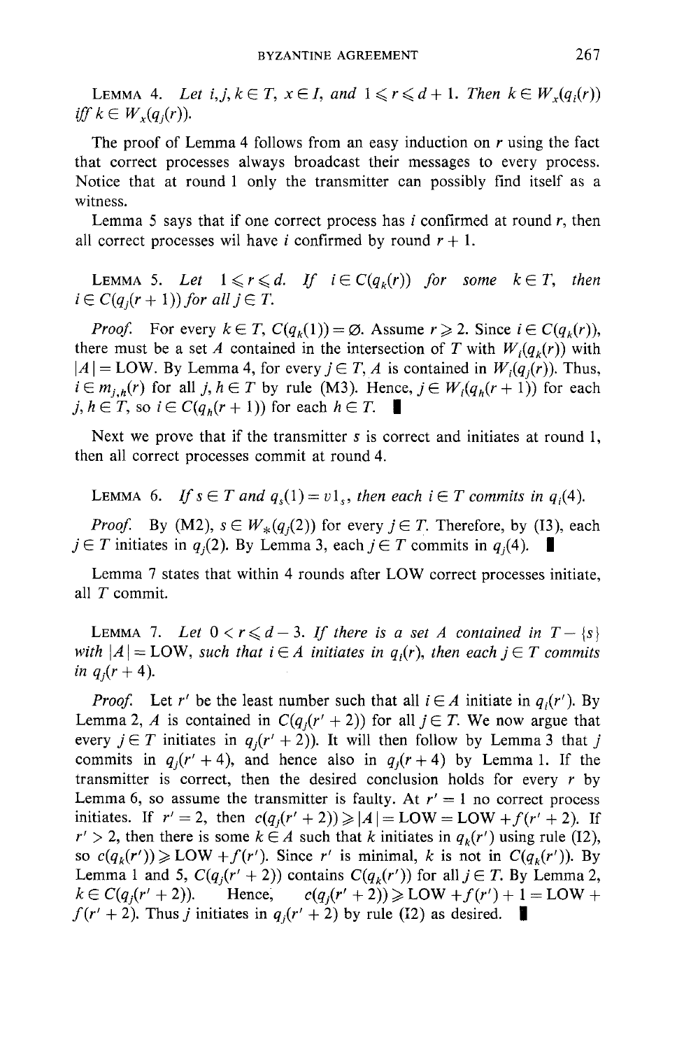**Lemma 4.** *Let $i, j, k \in T$, $x \in I$, and $1 \leqslant r \leqslant d+1$. Then $k \in W_x(q_i(r))$ iff $k \in W_x(q_j(r))$.*

The proof of Lemma 4 follows from an easy induction on $r$ using the fact that correct processes always broadcast their messages to every process. Notice that at round 1 only the transmitter can possibly find itself as a witness.

Lemma 5 says that if one correct process has $i$ confirmed at round $r$, then all correct processes wil have $i$ confirmed by round $r+1$.

**Lemma 5.** *Let $1 \leqslant r \leqslant d$. If $i \in C(q_k(r))$ for some $k \in T$, then $i \in C(q_j(r+1))$ for all $j \in T$.*

*Proof.* For every $k \in T$, $C(q_k(1)) = \varnothing$. Assume $r \geqslant 2$. Since $i \in C(q_k(r))$, there must be a set $A$ contained in the intersection of $T$ with $W_i(q_k(r))$ with $|A| = \text{LOW}$. By Lemma 4, for every $j \in T$, $A$ is contained in $W_i(q_j(r))$. Thus, $i \in m_{j,h}(r)$ for all $j, h \in T$ by rule (M3). Hence, $j \in W_i(q_h(r+1))$ for each $j, h \in T$, so $i \in C(q_h(r+1))$ for each $h \in T$. ∎

Next we prove that if the transmitter $s$ is correct and initiates at round 1, then all correct processes commit at round 4.

**Lemma 6.** *If $s \in T$ and $q_s(1) = v1_s$, then each $i \in T$ commits in $q_i(4)$.*

*Proof.* By (M2), $s \in W_*(q_j(2))$ for every $j \in T$. Therefore, by (I3), each $j \in T$ initiates in $q_j(2)$. By Lemma 3, each $j \in T$ commits in $q_j(4)$. ∎

Lemma 7 states that within 4 rounds after LOW correct processes initiate, all $T$ commit.

**Lemma 7.** *Let $0 < r \leqslant d-3$. If there is a set $A$ contained in $T - \{s\}$ with $|A| = \text{LOW}$, such that $i \in A$ initiates in $q_i(r)$, then each $j \in T$ commits in $q_j(r+4)$.*

*Proof.* Let $r'$ be the least number such that all $i \in A$ initiate in $q_i(r')$. By Lemma 2, $A$ is contained in $C(q_j(r'+2))$ for all $j \in T$. We now argue that every $j \in T$ initiates in $q_j(r'+2))$. It will then follow by Lemma 3 that $j$ commits in $q_j(r'+4)$, and hence also in $q_j(r+4)$ by Lemma 1. If the transmitter is correct, then the desired conclusion holds for every $r$ by Lemma 6, so assume the transmitter is faulty. At $r' = 1$ no correct process initiates. If $r' = 2$, then $c(q_j(r'+2)) \geqslant |A| = \text{LOW} = \text{LOW} + f(r'+2)$. If $r' > 2$, then there is some $k \in A$ such that $k$ initiates in $q_k(r')$ using rule (I2), so $c(q_k(r')) \geqslant \text{LOW} + f(r')$. Since $r'$ is minimal, $k$ is not in $C(q_k(r'))$. By Lemma 1 and 5, $C(q_j(r'+2))$ contains $C(q_k(r'))$ for all $j \in T$. By Lemma 2, $k \in C(q_j(r'+2))$. Hence, $c(q_j(r'+2)) \geqslant \text{LOW} + f(r') + 1 = \text{LOW} + f(r'+2)$. Thus $j$ initiates in $q_j(r'+2)$ by rule (I2) as desired. ∎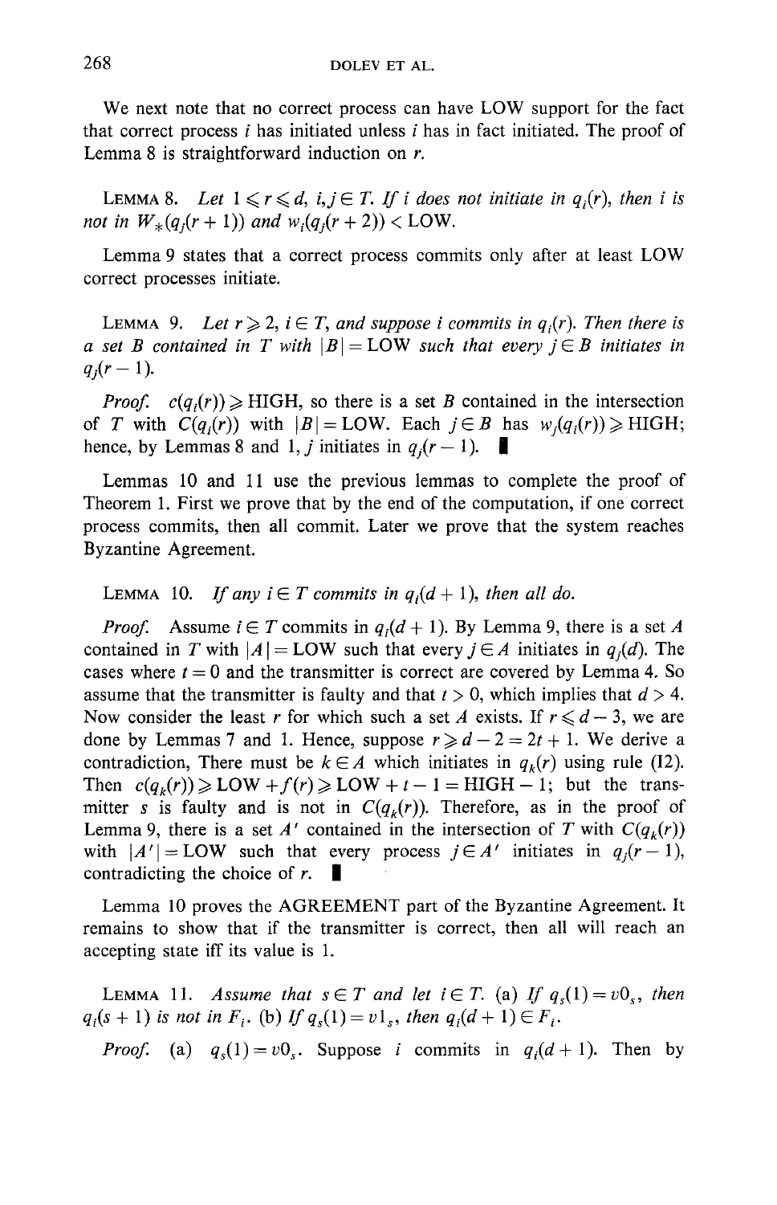We next note that no correct process can have LOW support for the fact that correct process $i$ has initiated unless $i$ has in fact initiated. The proof of Lemma 8 is straightforward induction on $r$.

LEMMA 8. *Let $1 \leqslant r \leqslant d$, $i, j \in T$. If $i$ does not initiate in $q_i(r)$, then $i$ is not in $W_*(q_j(r+1))$ and $w_i(q_j(r+2)) < \text{LOW}$.*

Lemma 9 states that a correct process commits only after at least LOW correct processes initiate.

LEMMA 9. *Let $r \geqslant 2$, $i \in T$, and suppose $i$ commits in $q_i(r)$. Then there is a set $B$ contained in $T$ with $|B| = \text{LOW}$ such that every $j \in B$ initiates in $q_j(r-1)$.*

*Proof.* $c(q_i(r)) \geqslant \text{HIGH}$, so there is a set $B$ contained in the intersection of $T$ with $C(q_i(r))$ with $|B| = \text{LOW}$. Each $j \in B$ has $w_j(q_i(r)) \geqslant \text{HIGH}$; hence, by Lemmas 8 and 1, $j$ initiates in $q_j(r-1)$. ∎

Lemmas 10 and 11 use the previous lemmas to complete the proof of Theorem 1. First we prove that by the end of the computation, if one correct process commits, then all commit. Later we prove that the system reaches Byzantine Agreement.

LEMMA 10. *If any $i \in T$ commits in $q_i(d+1)$, then all do.*

*Proof.* Assume $i \in T$ commits in $q_i(d+1)$. By Lemma 9, there is a set $A$ contained in $T$ with $|A| = \text{LOW}$ such that every $j \in A$ initiates in $q_j(d)$. The cases where $t = 0$ and the transmitter is correct are covered by Lemma 4. So assume that the transmitter is faulty and that $t > 0$, which implies that $d > 4$. Now consider the least $r$ for which such a set $A$ exists. If $r \leqslant d-3$, we are done by Lemmas 7 and 1. Hence, suppose $r \geqslant d-2 = 2t+1$. We derive a contradiction, There must be $k \in A$ which initiates in $q_k(r)$ using rule (I2). Then $c(q_k(r)) \geqslant \text{LOW} + f(r) \geqslant \text{LOW} + t - 1 = \text{HIGH} - 1$; but the transmitter $s$ is faulty and is not in $C(q_k(r))$. Therefore, as in the proof of Lemma 9, there is a set $A'$ contained in the intersection of $T$ with $C(q_k(r))$ with $|A'| = \text{LOW}$ such that every process $j \in A'$ initiates in $q_j(r-1)$, contradicting the choice of $r$. ∎

Lemma 10 proves the AGREEMENT part of the Byzantine Agreement. It remains to show that if the transmitter is correct, then all will reach an accepting state iff its value is 1.

LEMMA 11. *Assume that $s \in T$ and let $i \in T$. (a) If $q_s(1) = v0_s$, then $q_i(s+1)$ is not in $F_i$. (b) If $q_s(1) = v1_s$, then $q_i(d+1) \in F_i$.*

*Proof.* (a) $q_s(1) = v0_s$. Suppose $i$ commits in $q_i(d+1)$. Then by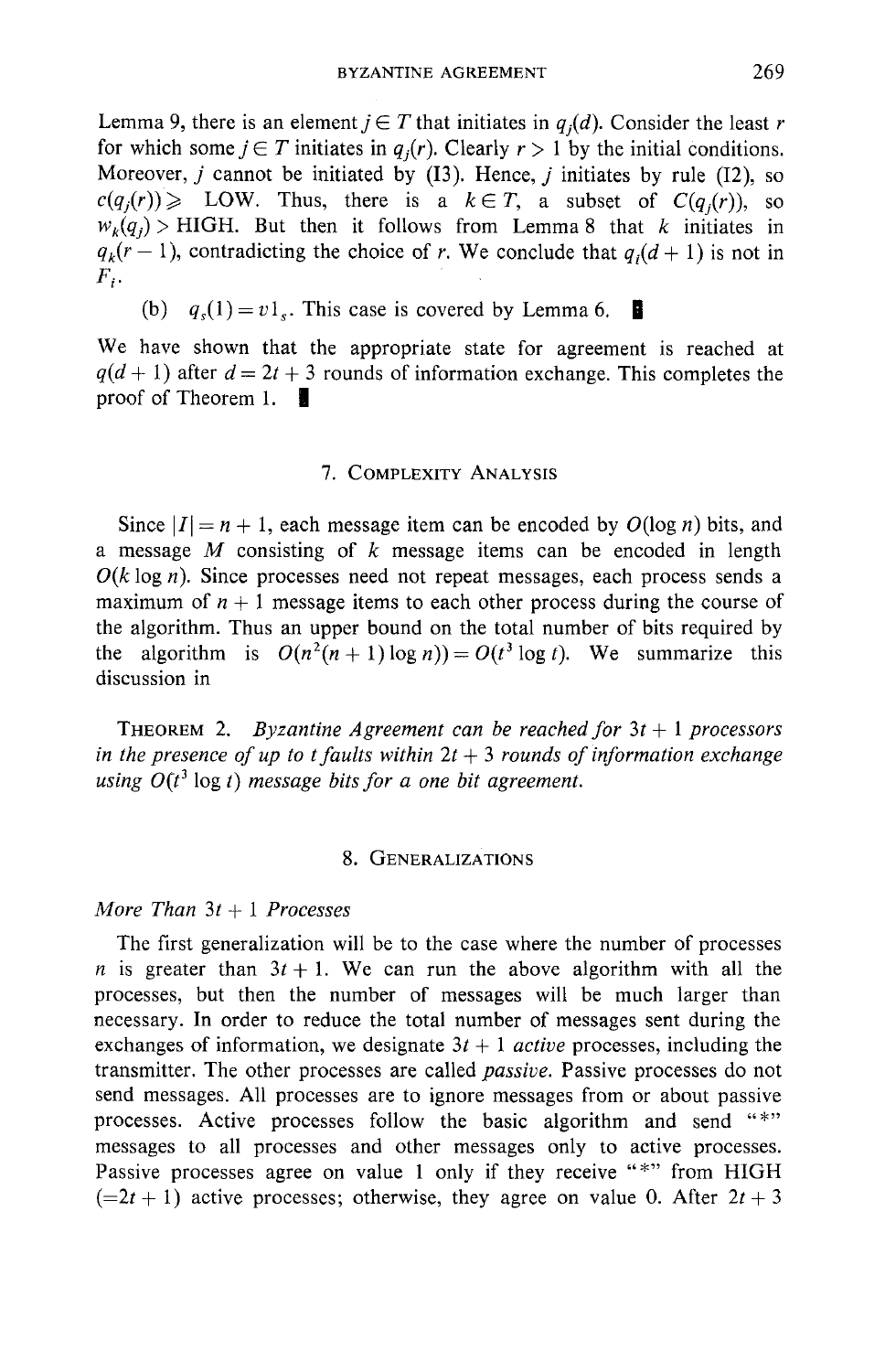Lemma 9, there is an element $j \in T$ that initiates in $q_j(d)$. Consider the least $r$ for which some $j \in T$ initiates in $q_j(r)$. Clearly $r > 1$ by the initial conditions. Moreover, $j$ cannot be initiated by (I3). Hence, $j$ initiates by rule (I2), so $c(q_j(r)) \geqslant$ LOW. Thus, there is a $k \in T$, a subset of $C(q_j(r))$, so $w_k(q_j) >$ HIGH. But then it follows from Lemma 8 that $k$ initiates in $q_k(r-1)$, contradicting the choice of $r$. We conclude that $q_i(d+1)$ is not in $F_i$.

(b) $q_s(1) = v1_s$. This case is covered by Lemma 6. ∎

We have shown that the appropriate state for agreement is reached at $q(d+1)$ after $d = 2t + 3$ rounds of information exchange. This completes the proof of Theorem 1. ∎

## 7. Complexity Analysis

Since $|I| = n + 1$, each message item can be encoded by $O(\log n)$ bits, and a message $M$ consisting of $k$ message items can be encoded in length $O(k \log n)$. Since processes need not repeat messages, each process sends a maximum of $n + 1$ message items to each other process during the course of the algorithm. Thus an upper bound on the total number of bits required by the algorithm is $O(n^2(n+1)\log n)) = O(t^3 \log t)$. We summarize this discussion in

THEOREM 2. *Byzantine Agreement can be reached for $3t + 1$ processors in the presence of up to $t$ faults within $2t + 3$ rounds of information exchange using $O(t^3 \log t)$ message bits for a one bit agreement.*

## 8. Generalizations

*More Than $3t + 1$ Processes*

The first generalization will be to the case where the number of processes $n$ is greater than $3t + 1$. We can run the above algorithm with all the processes, but then the number of messages will be much larger than necessary. In order to reduce the total number of messages sent during the exchanges of information, we designate $3t + 1$ *active* processes, including the transmitter. The other processes are called *passive*. Passive processes do not send messages. All processes are to ignore messages from or about passive processes. Active processes follow the basic algorithm and send "*" messages to all processes and other messages only to active processes. Passive processes agree on value 1 only if they receive "*" from HIGH ($=2t+1$) active processes; otherwise, they agree on value 0. After $2t + 3$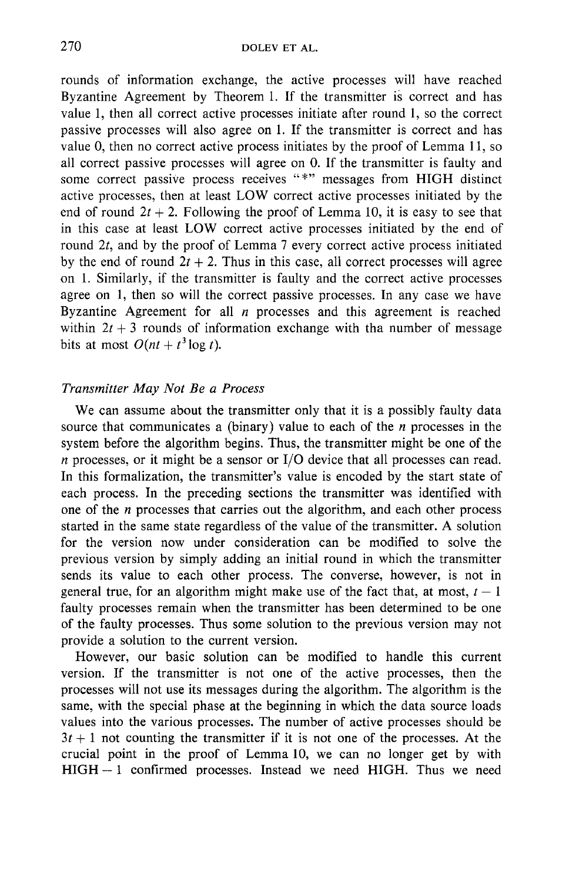rounds of information exchange, the active processes will have reached Byzantine Agreement by Theorem 1. If the transmitter is correct and has value 1, then all correct active processes initiate after round 1, so the correct passive processes will also agree on 1. If the transmitter is correct and has value 0, then no correct active process initiates by the proof of Lemma 11, so all correct passive processes will agree on 0. If the transmitter is faulty and some correct passive process receives "*" messages from HIGH distinct active processes, then at least LOW correct active processes initiated by the end of round $2t + 2$. Following the proof of Lemma 10, it is easy to see that in this case at least LOW correct active processes initiated by the end of round $2t$, and by the proof of Lemma 7 every correct active process initiated by the end of round $2t + 2$. Thus in this case, all correct processes will agree on 1. Similarly, if the transmitter is faulty and the correct active processes agree on 1, then so will the correct passive processes. In any case we have Byzantine Agreement for all $n$ processes and this agreement is reached within $2t + 3$ rounds of information exchange with tha number of message bits at most $O(nt + t^3 \log t)$.

### *Transmitter May Not Be a Process*

We can assume about the transmitter only that it is a possibly faulty data source that communicates a (binary) value to each of the $n$ processes in the system before the algorithm begins. Thus, the transmitter might be one of the $n$ processes, or it might be a sensor or I/O device that all processes can read. In this formalization, the transmitter's value is encoded by the start state of each process. In the preceding sections the transmitter was identified with one of the $n$ processes that carries out the algorithm, and each other process started in the same state regardless of the value of the transmitter. A solution for the version now under consideration can be modified to solve the previous version by simply adding an initial round in which the transmitter sends its value to each other process. The converse, however, is not in general true, for an algorithm might make use of the fact that, at most, $t - 1$ faulty processes remain when the transmitter has been determined to be one of the faulty processes. Thus some solution to the previous version may not provide a solution to the current version.

However, our basic solution can be modified to handle this current version. If the transmitter is not one of the active processes, then the processes will not use its messages during the algorithm. The algorithm is the same, with the special phase at the beginning in which the data source loads values into the various processes. The number of active processes should be $3t + 1$ not counting the transmitter if it is not one of the processes. At the crucial point in the proof of Lemma 10, we can no longer get by with HIGH − 1 confirmed processes. Instead we need HIGH. Thus we need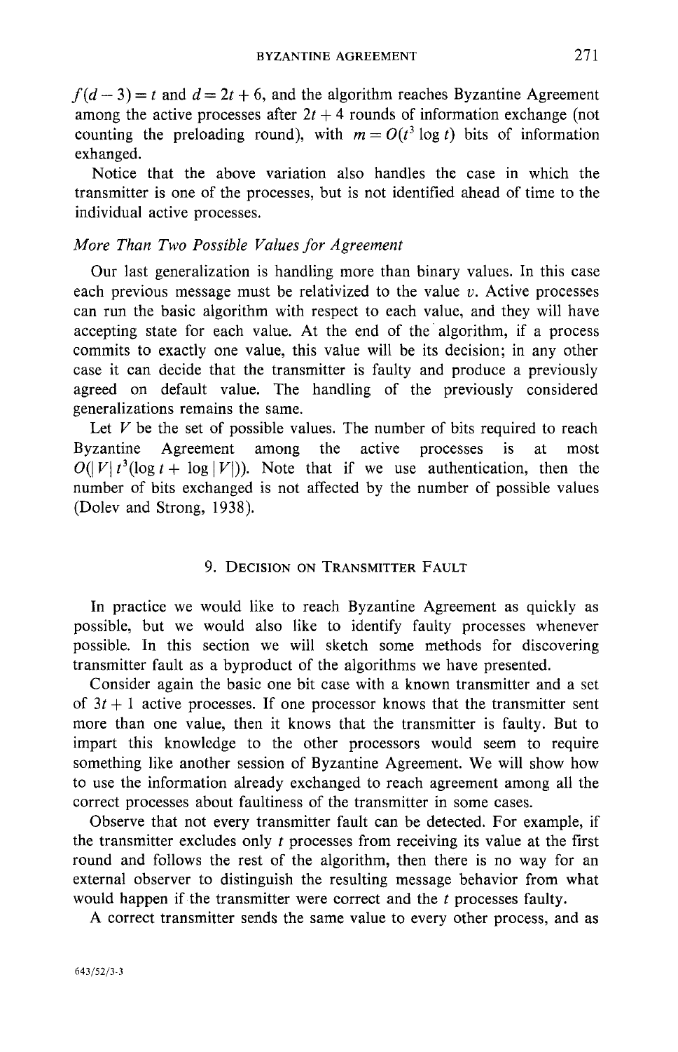$f(d-3) = t$ and $d = 2t + 6$, and the algorithm reaches Byzantine Agreement among the active processes after $2t + 4$ rounds of information exchange (not counting the preloading round), with $m = O(t^3 \log t)$ bits of information exhanged.

Notice that the above variation also handles the case in which the transmitter is one of the processes, but is not identified ahead of time to the individual active processes.

### *More Than Two Possible Values for Agreement*

Our last generalization is handling more than binary values. In this case each previous message must be relativized to the value $v$. Active processes can run the basic algorithm with respect to each value, and they will have accepting state for each value. At the end of the algorithm, if a process commits to exactly one value, this value will be its decision; in any other case it can decide that the transmitter is faulty and produce a previously agreed on default value. The handling of the previously considered generalizations remains the same.

Let $V$ be the set of possible values. The number of bits required to reach Byzantine Agreement among the active processes is at most $O(|V| t^3(\log t + \log |V|))$. Note that if we use authentication, then the number of bits exchanged is not affected by the number of possible values (Dolev and Strong, 1938).

## 9. Decision on Transmitter Fault

In practice we would like to reach Byzantine Agreement as quickly as possible, but we would also like to identify faulty processes whenever possible. In this section we will sketch some methods for discovering transmitter fault as a byproduct of the algorithms we have presented.

Consider again the basic one bit case with a known transmitter and a set of $3t + 1$ active processes. If one processor knows that the transmitter sent more than one value, then it knows that the transmitter is faulty. But to impart this knowledge to the other processors would seem to require something like another session of Byzantine Agreement. We will show how to use the information already exchanged to reach agreement among all the correct processes about faultiness of the transmitter in some cases.

Observe that not every transmitter fault can be detected. For example, if the transmitter excludes only $t$ processes from receiving its value at the first round and follows the rest of the algorithm, then there is no way for an external observer to distinguish the resulting message behavior from what would happen if the transmitter were correct and the $t$ processes faulty.

A correct transmitter sends the same value to every other process, and as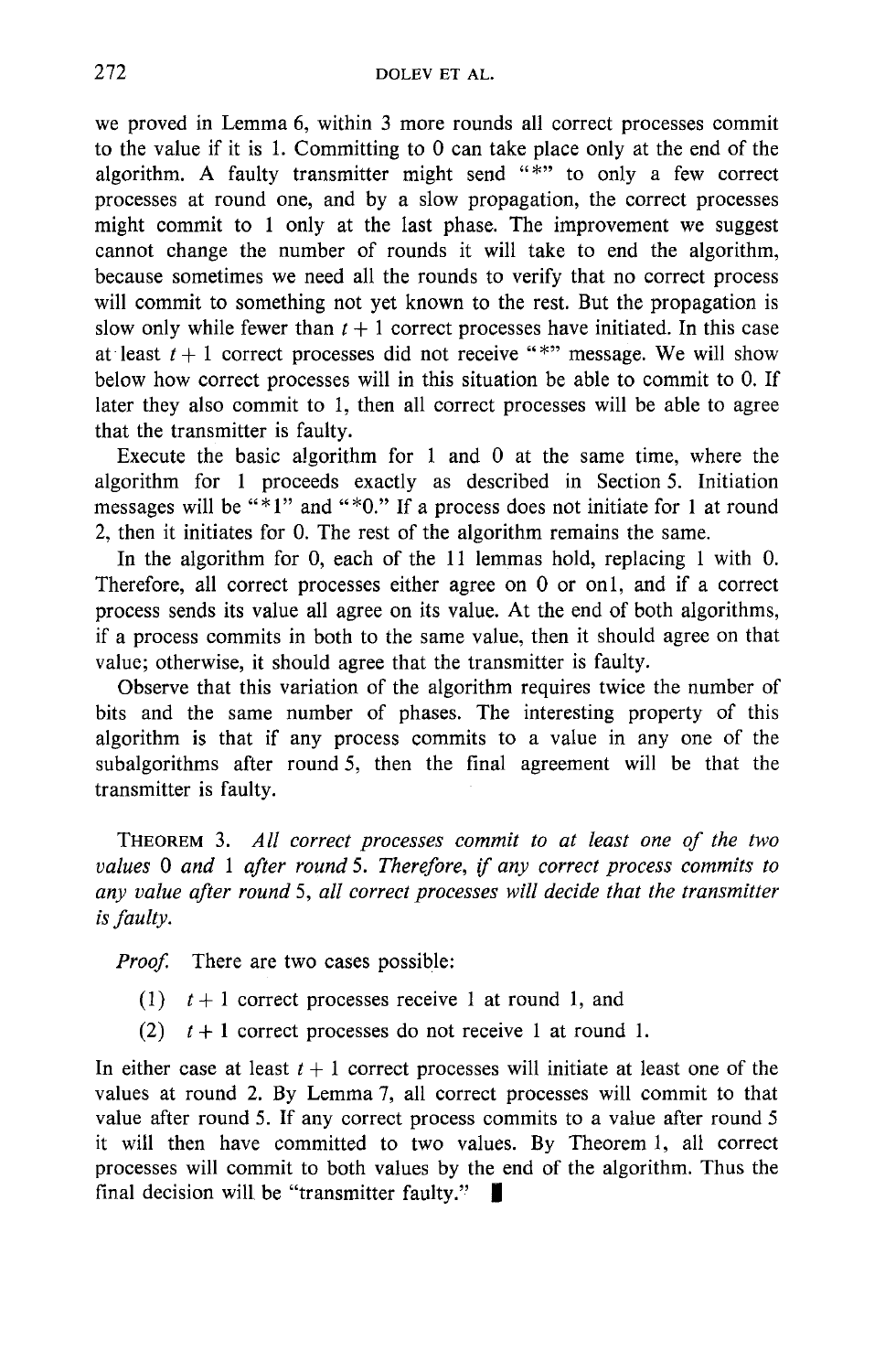we proved in Lemma 6, within 3 more rounds all correct processes commit to the value if it is 1. Committing to 0 can take place only at the end of the algorithm. A faulty transmitter might send "*" to only a few correct processes at round one, and by a slow propagation, the correct processes might commit to 1 only at the last phase. The improvement we suggest cannot change the number of rounds it will take to end the algorithm, because sometimes we need all the rounds to verify that no correct process will commit to something not yet known to the rest. But the propagation is slow only while fewer than $t + 1$ correct processes have initiated. In this case at least $t + 1$ correct processes did not receive "*" message. We will show below how correct processes will in this situation be able to commit to 0. If later they also commit to 1, then all correct processes will be able to agree that the transmitter is faulty.

Execute the basic algorithm for 1 and 0 at the same time, where the algorithm for 1 proceeds exactly as described in Section 5. Initiation messages will be "*1" and "*0." If a process does not initiate for 1 at round 2, then it initiates for 0. The rest of the algorithm remains the same.

In the algorithm for 0, each of the 11 lemmas hold, replacing 1 with 0. Therefore, all correct processes either agree on 0 or on1, and if a correct process sends its value all agree on its value. At the end of both algorithms, if a process commits in both to the same value, then it should agree on that value; otherwise, it should agree that the transmitter is faulty.

Observe that this variation of the algorithm requires twice the number of bits and the same number of phases. The interesting property of this algorithm is that if any process commits to a value in any one of the subalgorithms after round 5, then the final agreement will be that the transmitter is faulty.

THEOREM 3. *All correct processes commit to at least one of the two values* 0 *and* 1 *after round* 5. *Therefore, if any correct process commits to any value after round* 5, *all correct processes will decide that the transmitter is faulty.*

*Proof.* There are two cases possible:

(1) $t + 1$ correct processes receive 1 at round 1, and

(2) $t + 1$ correct processes do not receive 1 at round 1.

In either case at least $t + 1$ correct processes will initiate at least one of the values at round 2. By Lemma 7, all correct processes will commit to that value after round 5. If any correct process commits to a value after round 5 it will then have committed to two values. By Theorem 1, all correct processes will commit to both values by the end of the algorithm. Thus the final decision will be "transmitter faulty." ∎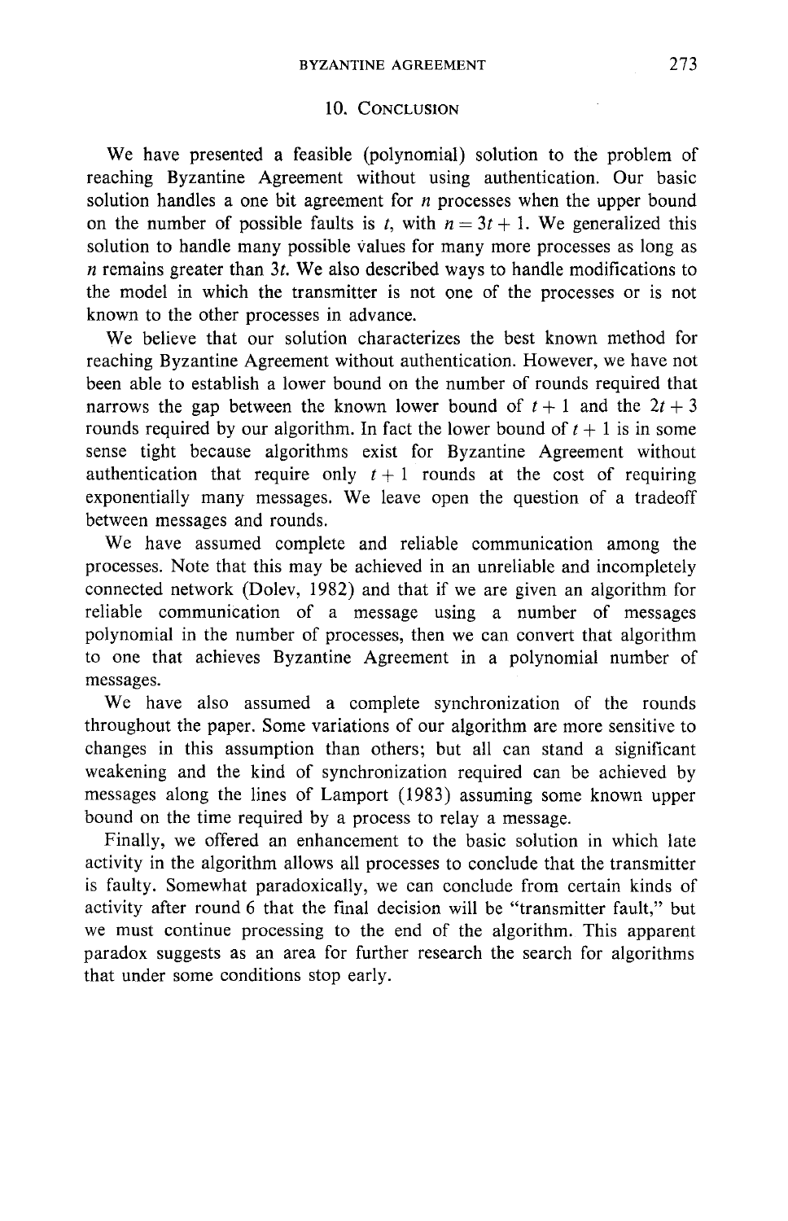## 10. Conclusion

We have presented a feasible (polynomial) solution to the problem of reaching Byzantine Agreement without using authentication. Our basic solution handles a one bit agreement for $n$ processes when the upper bound on the number of possible faults is $t$, with $n = 3t + 1$. We generalized this solution to handle many possible values for many more processes as long as $n$ remains greater than $3t$. We also described ways to handle modifications to the model in which the transmitter is not one of the processes or is not known to the other processes in advance.

We believe that our solution characterizes the best known method for reaching Byzantine Agreement without authentication. However, we have not been able to establish a lower bound on the number of rounds required that narrows the gap between the known lower bound of $t + 1$ and the $2t + 3$ rounds required by our algorithm. In fact the lower bound of $t + 1$ is in some sense tight because algorithms exist for Byzantine Agreement without authentication that require only $t + 1$ rounds at the cost of requiring exponentially many messages. We leave open the question of a tradeoff between messages and rounds.

We have assumed complete and reliable communication among the processes. Note that this may be achieved in an unreliable and incompletely connected network (Dolev, 1982) and that if we are given an algorithm for reliable communication of a message using a number of messages polynomial in the number of processes, then we can convert that algorithm to one that achieves Byzantine Agreement in a polynomial number of messages.

We have also assumed a complete synchronization of the rounds throughout the paper. Some variations of our algorithm are more sensitive to changes in this assumption than others; but all can stand a significant weakening and the kind of synchronization required can be achieved by messages along the lines of Lamport (1983) assuming some known upper bound on the time required by a process to relay a message.

Finally, we offered an enhancement to the basic solution in which late activity in the algorithm allows all processes to conclude that the transmitter is faulty. Somewhat paradoxically, we can conclude from certain kinds of activity after round 6 that the final decision will be "transmitter fault," but we must continue processing to the end of the algorithm. This apparent paradox suggests as an area for further research the search for algorithms that under some conditions stop early.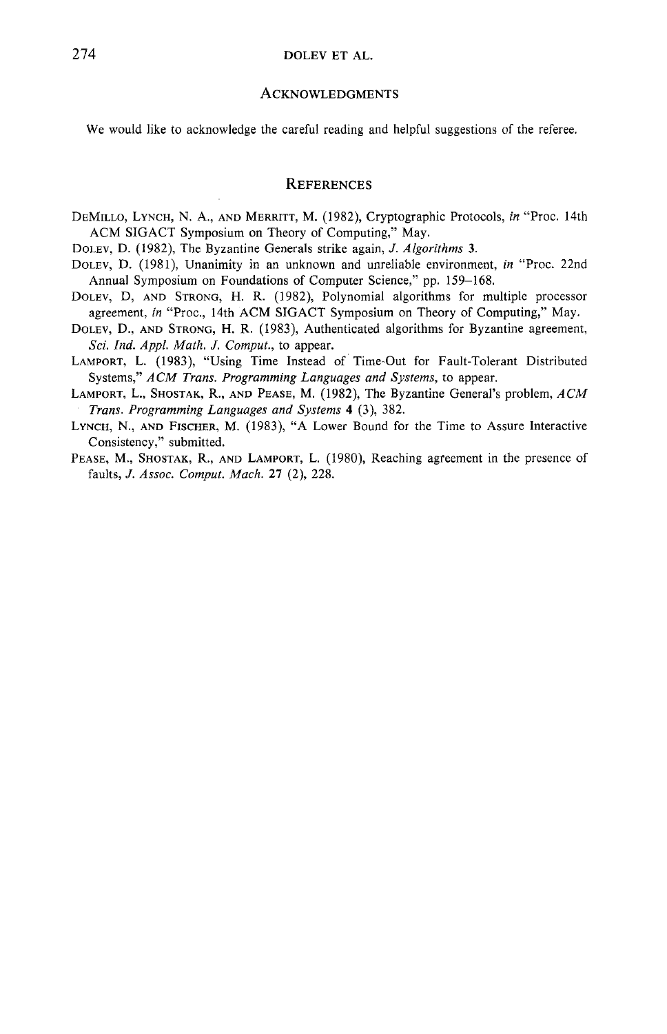## Acknowledgments

We would like to acknowledge the careful reading and helpful suggestions of the referee.

## References

DeMillo, Lynch, N. A., and Merritt, M. (1982), Cryptographic Protocols, *in* "Proc. 14th ACM SIGACT Symposium on Theory of Computing," May.

Dolev, D. (1982), The Byzantine Generals strike again, *J. Algorithms* **3**.

Dolev, D. (1981), Unanimity in an unknown and unreliable environment, *in* "Proc. 22nd Annual Symposium on Foundations of Computer Science," pp. 159–168.

Dolev, D, and Strong, H. R. (1982), Polynomial algorithms for multiple processor agreement, *in* "Proc., 14th ACM SIGACT Symposium on Theory of Computing," May.

Dolev, D., and Strong, H. R. (1983), Authenticated algorithms for Byzantine agreement, *Sci. Ind. Appl. Math. J. Comput.*, to appear.

Lamport, L. (1983), "Using Time Instead of Time-Out for Fault-Tolerant Distributed Systems," *ACM Trans. Programming Languages and Systems*, to appear.

Lamport, L., Shostak, R., and Pease, M. (1982), The Byzantine General's problem, *ACM Trans. Programming Languages and Systems* **4** (3), 382.

Lynch, N., and Fischer, M. (1983), "A Lower Bound for the Time to Assure Interactive Consistency," submitted.

Pease, M., Shostak, R., and Lamport, L. (1980), Reaching agreement in the presence of faults, *J. Assoc. Comput. Mach.* **27** (2), 228.